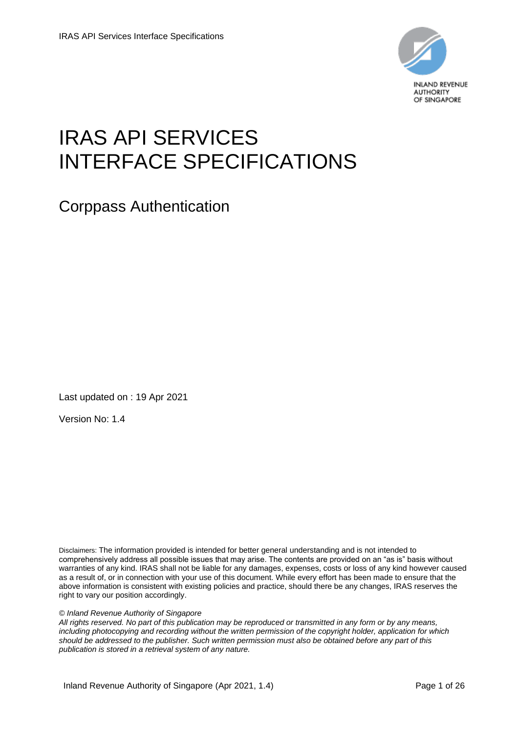# IRAS API SERVICES INTERFACE SPECIFICATIONS

## Corppass Authentication

Last updated on : 19 Apr 2021

Version No: 1.4

Disclaimers: The information provided is intended for better general understanding and is not intended to comprehensively address all possible issues that may arise. The contents are provided on an "as is" basis without warranties of any kind. IRAS shall not be liable for any damages, expenses, costs or loss of any kind however caused as a result of, or in connection with your use of this document. While every effort has been made to ensure that the above information is consistent with existing policies and practice, should there be any changes, IRAS reserves the right to vary our position accordingly.

*© Inland Revenue Authority of Singapore*

*All rights reserved. No part of this publication may be reproduced or transmitted in any form or by any means, including photocopying and recording without the written permission of the copyright holder, application for which should be addressed to the publisher. Such written permission must also be obtained before any part of this publication is stored in a retrieval system of any nature.*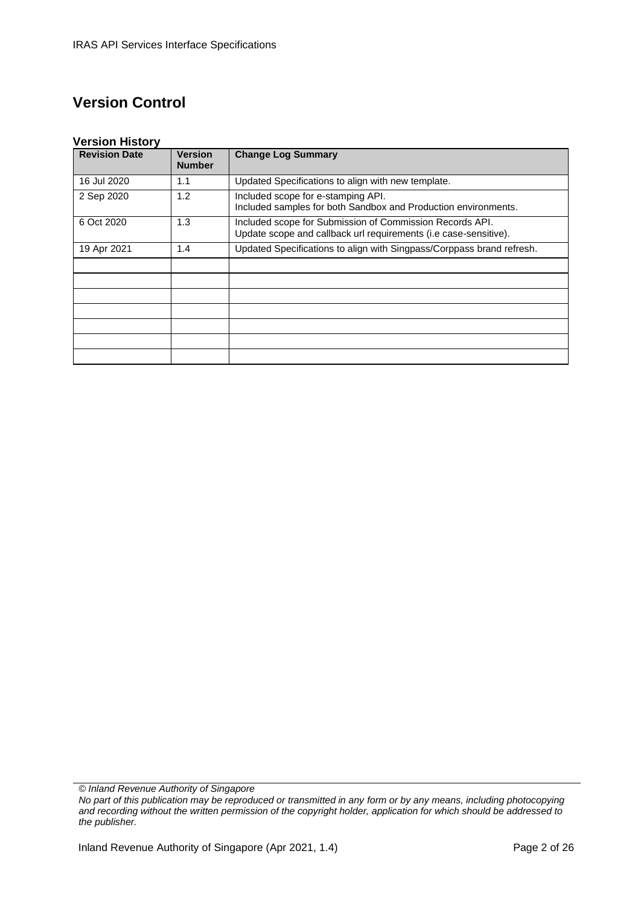# Version Control

### Version History

| Revision Date | Version Number | Change Log Summary |
| --- | --- | --- |
| 16 Jul 2020 | 1.1 | Updated Specifications to align with new template. |
| 2 Sep 2020 | 1.2 | Included scope for e-stamping API.<br>Included samples for both Sandbox and Production environments. |
| 6 Oct 2020 | 1.3 | Included scope for Submission of Commission Records API.<br>Update scope and callback url requirements (i.e case-sensitive). |
| 19 Apr 2021 | 1.4 | Updated Specifications to align with Singpass/Corppass brand refresh. |
| | | |
| | | |
| | | |
| | | |
| | | |
| | | |
| | | |

*© Inland Revenue Authority of Singapore*

*No part of this publication may be reproduced or transmitted in any form or by any means, including photocopying and recording without the written permission of the copyright holder, application for which should be addressed to the publisher.*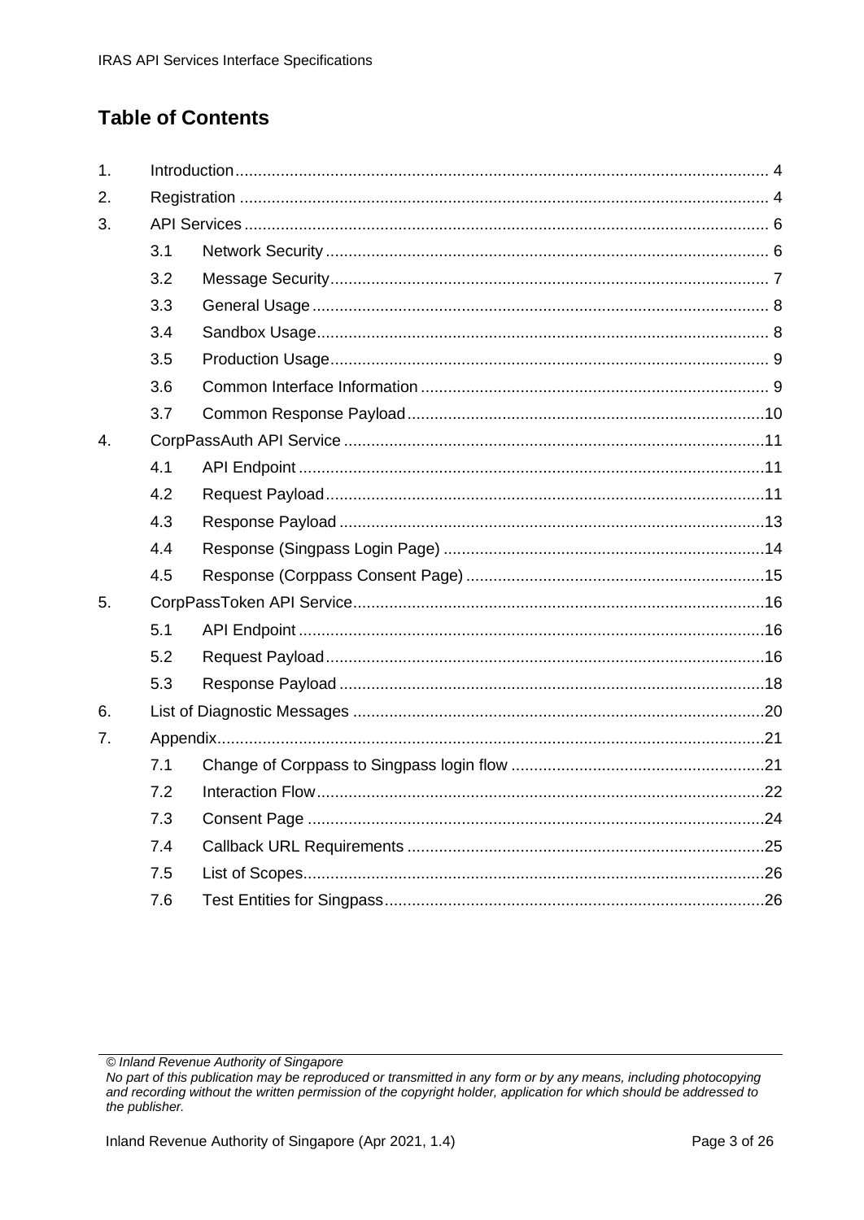## Table of Contents

1. Introduction ..... 4
2. Registration ..... 4
3. API Services ..... 6
   - 3.1 Network Security ..... 6
   - 3.2 Message Security ..... 7
   - 3.3 General Usage ..... 8
   - 3.4 Sandbox Usage ..... 8
   - 3.5 Production Usage ..... 9
   - 3.6 Common Interface Information ..... 9
   - 3.7 Common Response Payload ..... 10
4. CorpPassAuth API Service ..... 11
   - 4.1 API Endpoint ..... 11
   - 4.2 Request Payload ..... 11
   - 4.3 Response Payload ..... 13
   - 4.4 Response (Singpass Login Page) ..... 14
   - 4.5 Response (Corppass Consent Page) ..... 15
5. CorpPassToken API Service ..... 16
   - 5.1 API Endpoint ..... 16
   - 5.2 Request Payload ..... 16
   - 5.3 Response Payload ..... 18
6. List of Diagnostic Messages ..... 20
7. Appendix ..... 21
   - 7.1 Change of Corppass to Singpass login flow ..... 21
   - 7.2 Interaction Flow ..... 22
   - 7.3 Consent Page ..... 24
   - 7.4 Callback URL Requirements ..... 25
   - 7.5 List of Scopes ..... 26
   - 7.6 Test Entities for Singpass ..... 26

*© Inland Revenue Authority of Singapore*
*No part of this publication may be reproduced or transmitted in any form or by any means, including photocopying and recording without the written permission of the copyright holder, application for which should be addressed to the publisher.*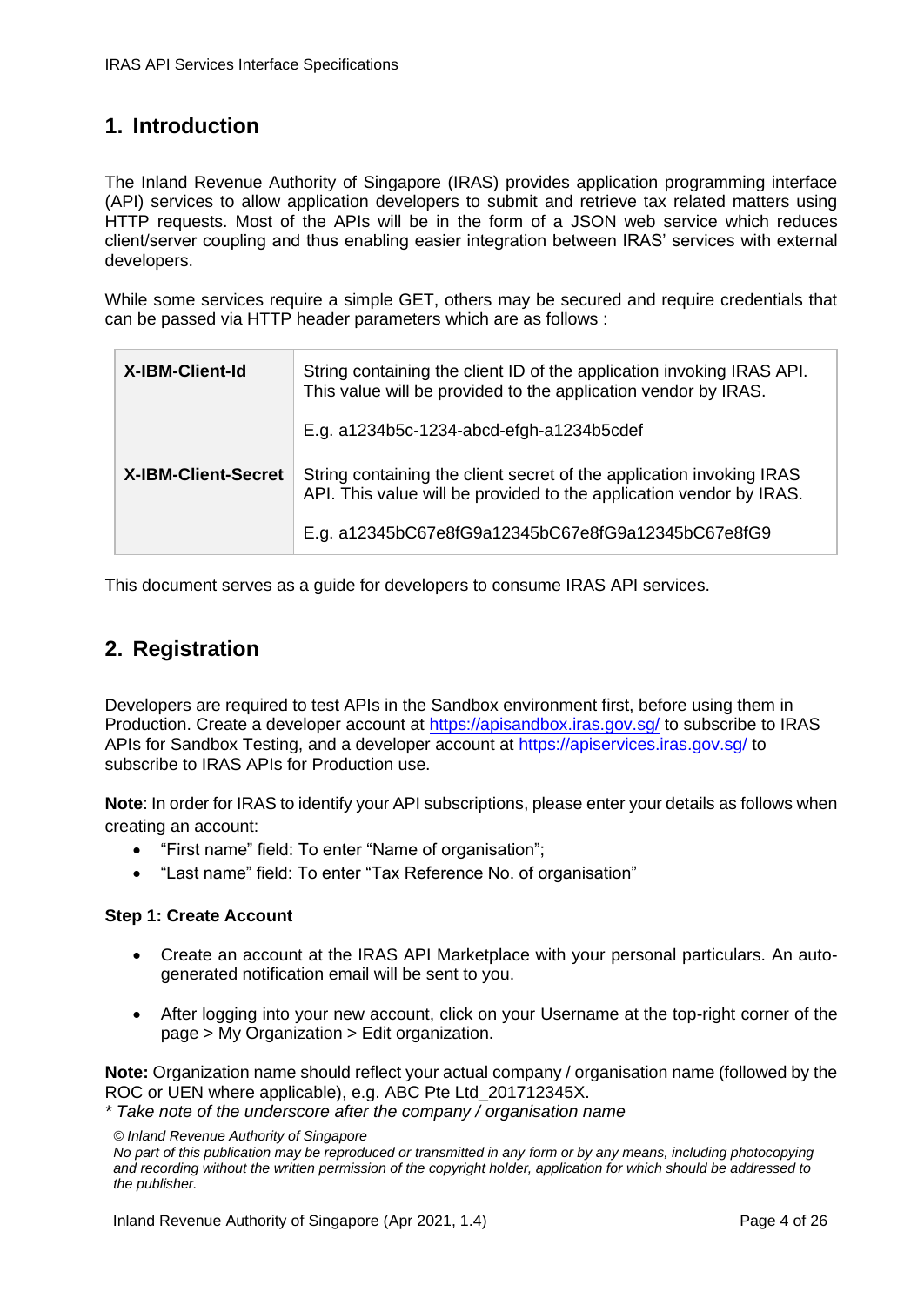## 1. Introduction

The Inland Revenue Authority of Singapore (IRAS) provides application programming interface (API) services to allow application developers to submit and retrieve tax related matters using HTTP requests. Most of the APIs will be in the form of a JSON web service which reduces client/server coupling and thus enabling easier integration between IRAS' services with external developers.

While some services require a simple GET, others may be secured and require credentials that can be passed via HTTP header parameters which are as follows :

| | |
|---|---|
| **X-IBM-Client-Id** | String containing the client ID of the application invoking IRAS API. This value will be provided to the application vendor by IRAS.<br><br>E.g. a1234b5c-1234-abcd-efgh-a1234b5cdef |
| **X-IBM-Client-Secret** | String containing the client secret of the application invoking IRAS API. This value will be provided to the application vendor by IRAS.<br><br>E.g. a12345bC67e8fG9a12345bC67e8fG9a12345bC67e8fG9 |

This document serves as a guide for developers to consume IRAS API services.

## 2. Registration

Developers are required to test APIs in the Sandbox environment first, before using them in Production. Create a developer account at https://apisandbox.iras.gov.sg/ to subscribe to IRAS APIs for Sandbox Testing, and a developer account at https://apiservices.iras.gov.sg/ to subscribe to IRAS APIs for Production use.

**Note**: In order for IRAS to identify your API subscriptions, please enter your details as follows when creating an account:

- "First name" field: To enter "Name of organisation";
- "Last name" field: To enter "Tax Reference No. of organisation"

**Step 1: Create Account**

- Create an account at the IRAS API Marketplace with your personal particulars. An auto-generated notification email will be sent to you.
- After logging into your new account, click on your Username at the top-right corner of the page > My Organization > Edit organization.

**Note:** Organization name should reflect your actual company / organisation name (followed by the ROC or UEN where applicable), e.g. ABC Pte Ltd_201712345X.
*\* Take note of the underscore after the company / organisation name*

*© Inland Revenue Authority of Singapore*
*No part of this publication may be reproduced or transmitted in any form or by any means, including photocopying and recording without the written permission of the copyright holder, application for which should be addressed to the publisher.*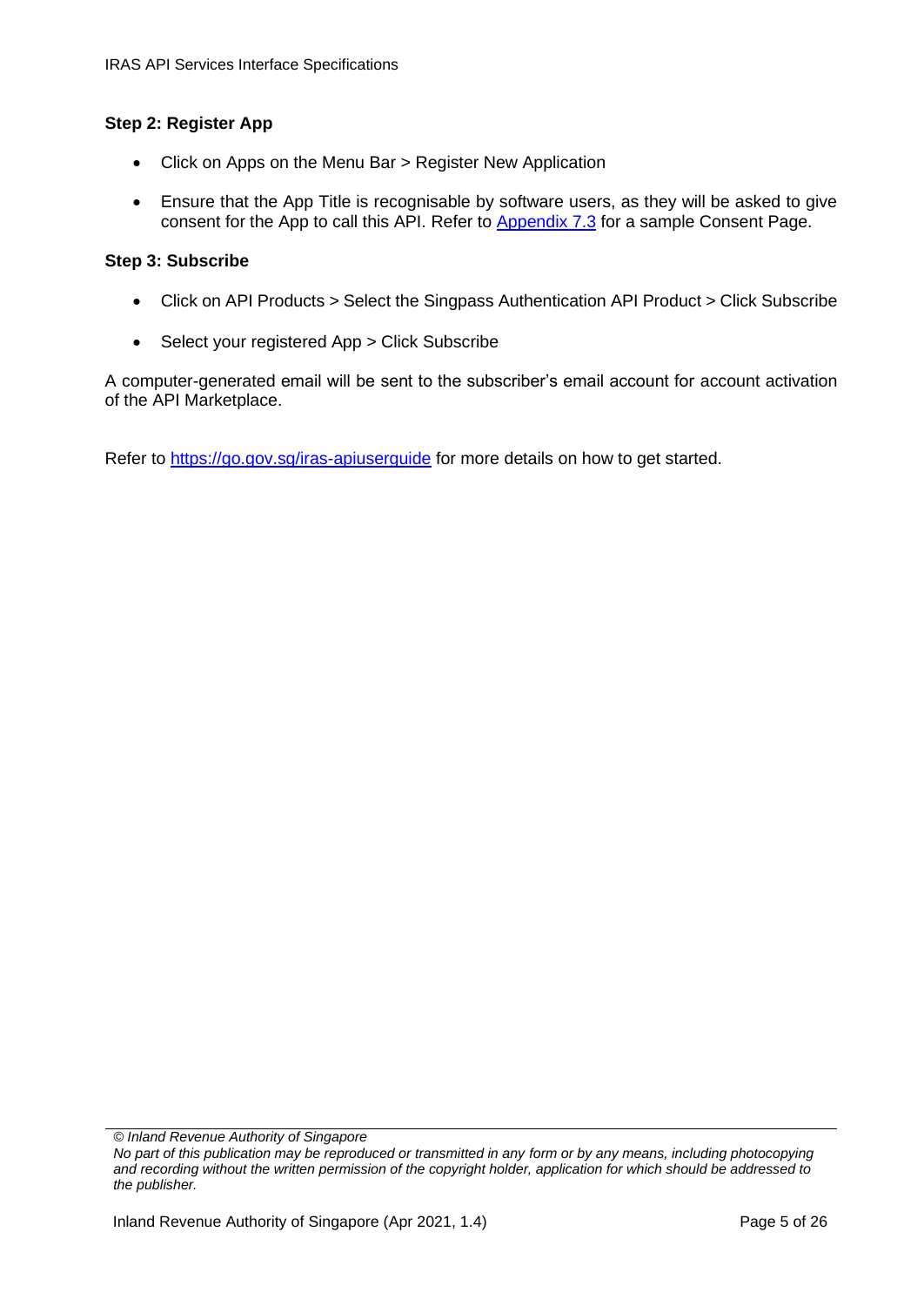**Step 2: Register App**

- Click on Apps on the Menu Bar > Register New Application
- Ensure that the App Title is recognisable by software users, as they will be asked to give consent for the App to call this API. Refer to [Appendix 7.3](#) for a sample Consent Page.

**Step 3: Subscribe**

- Click on API Products > Select the Singpass Authentication API Product > Click Subscribe
- Select your registered App > Click Subscribe

A computer-generated email will be sent to the subscriber's email account for account activation of the API Marketplace.

Refer to https://go.gov.sg/iras-apiuserguide for more details on how to get started.

*© Inland Revenue Authority of Singapore*
*No part of this publication may be reproduced or transmitted in any form or by any means, including photocopying and recording without the written permission of the copyright holder, application for which should be addressed to the publisher.*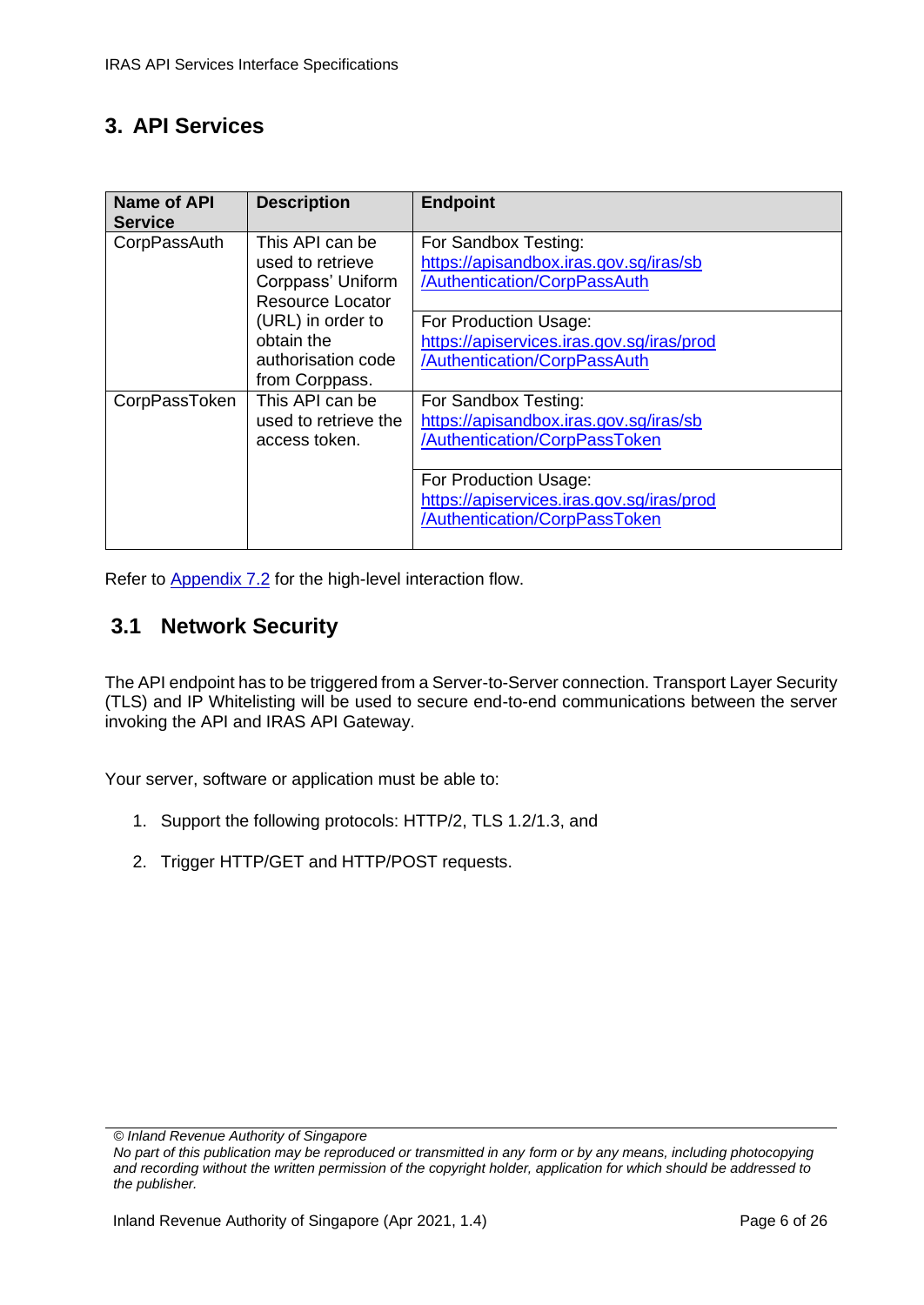## 3. API Services

| Name of API Service | Description | Endpoint |
|---|---|---|
| CorpPassAuth | This API can be used to retrieve Corppass' Uniform Resource Locator (URL) in order to obtain the authorisation code from Corppass. | For Sandbox Testing: https://apisandbox.iras.gov.sg/iras/sb/Authentication/CorpPassAuth |
| | | For Production Usage: https://apiservices.iras.gov.sg/iras/prod/Authentication/CorpPassAuth |
| CorpPassToken | This API can be used to retrieve the access token. | For Sandbox Testing: https://apisandbox.iras.gov.sg/iras/sb/Authentication/CorpPassToken |
| | | For Production Usage: https://apiservices.iras.gov.sg/iras/prod/Authentication/CorpPassToken |

Refer to Appendix 7.2 for the high-level interaction flow.

### 3.1 Network Security

The API endpoint has to be triggered from a Server-to-Server connection. Transport Layer Security (TLS) and IP Whitelisting will be used to secure end-to-end communications between the server invoking the API and IRAS API Gateway.

Your server, software or application must be able to:

1. Support the following protocols: HTTP/2, TLS 1.2/1.3, and
2. Trigger HTTP/GET and HTTP/POST requests.

*© Inland Revenue Authority of Singapore*
*No part of this publication may be reproduced or transmitted in any form or by any means, including photocopying and recording without the written permission of the copyright holder, application for which should be addressed to the publisher.*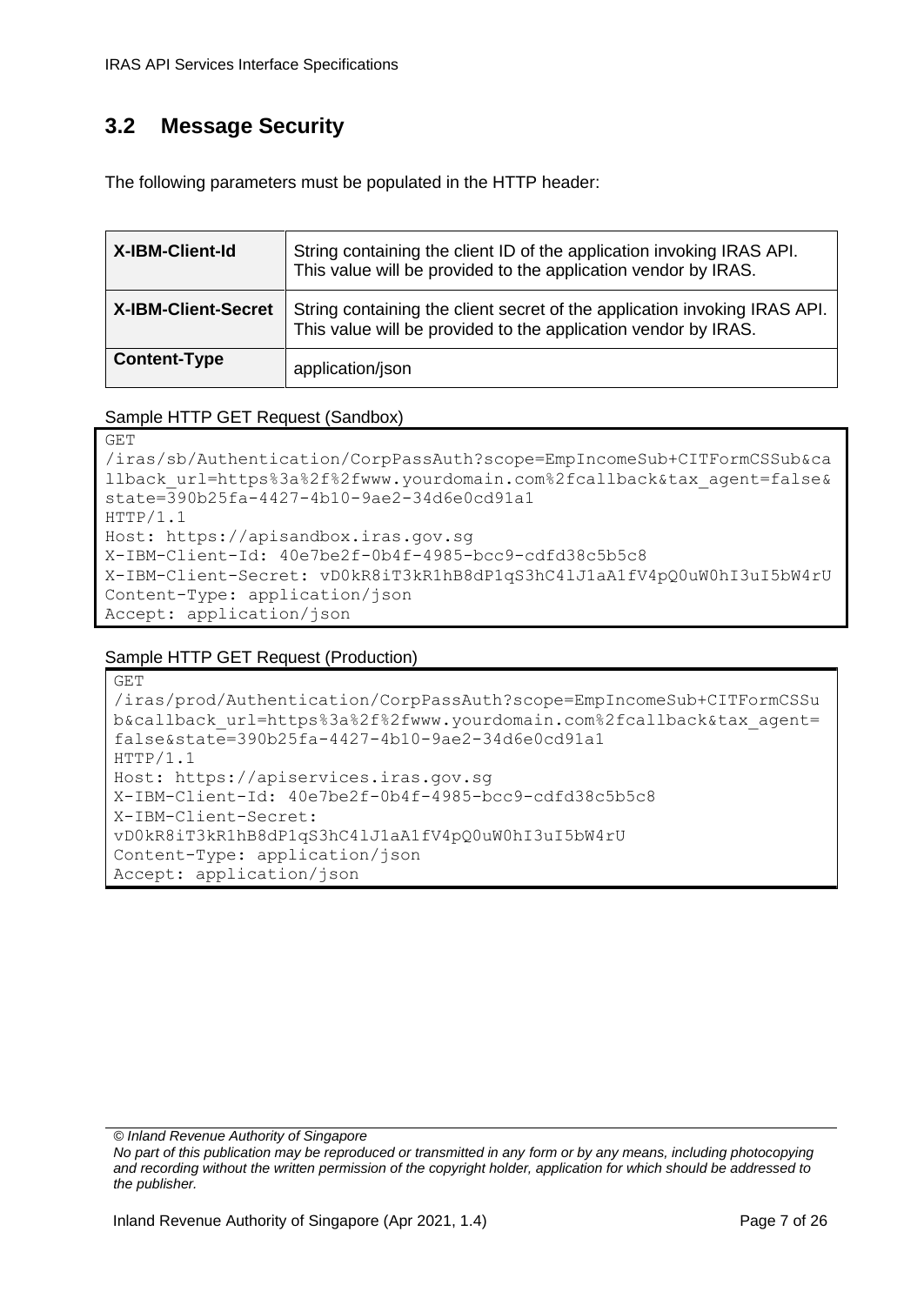## 3.2 Message Security

The following parameters must be populated in the HTTP header:

| | |
|---|---|
| **X-IBM-Client-Id** | String containing the client ID of the application invoking IRAS API. This value will be provided to the application vendor by IRAS. |
| **X-IBM-Client-Secret** | String containing the client secret of the application invoking IRAS API. This value will be provided to the application vendor by IRAS. |
| **Content-Type** | application/json |

Sample HTTP GET Request (Sandbox)

```
GET
/iras/sb/Authentication/CorpPassAuth?scope=EmpIncomeSub+CITFormCSSub&ca
llback_url=https%3a%2f%2fwww.yourdomain.com%2fcallback&tax_agent=false&
state=390b25fa-4427-4b10-9ae2-34d6e0cd91a1
HTTP/1.1
Host: https://apisandbox.iras.gov.sg
X-IBM-Client-Id: 40e7be2f-0b4f-4985-bcc9-cdfd38c5b5c8
X-IBM-Client-Secret: vD0kR8iT3kR1hB8dP1qS3hC4lJ1aA1fV4pQ0uW0hI3uI5bW4rU
Content-Type: application/json
Accept: application/json
```

Sample HTTP GET Request (Production)

```
GET
/iras/prod/Authentication/CorpPassAuth?scope=EmpIncomeSub+CITFormCSSu
b&callback_url=https%3a%2f%2fwww.yourdomain.com%2fcallback&tax_agent=
false&state=390b25fa-4427-4b10-9ae2-34d6e0cd91a1
HTTP/1.1
Host: https://apiservices.iras.gov.sg
X-IBM-Client-Id: 40e7be2f-0b4f-4985-bcc9-cdfd38c5b5c8
X-IBM-Client-Secret:
vD0kR8iT3kR1hB8dP1qS3hC4lJ1aA1fV4pQ0uW0hI3uI5bW4rU
Content-Type: application/json
Accept: application/json
```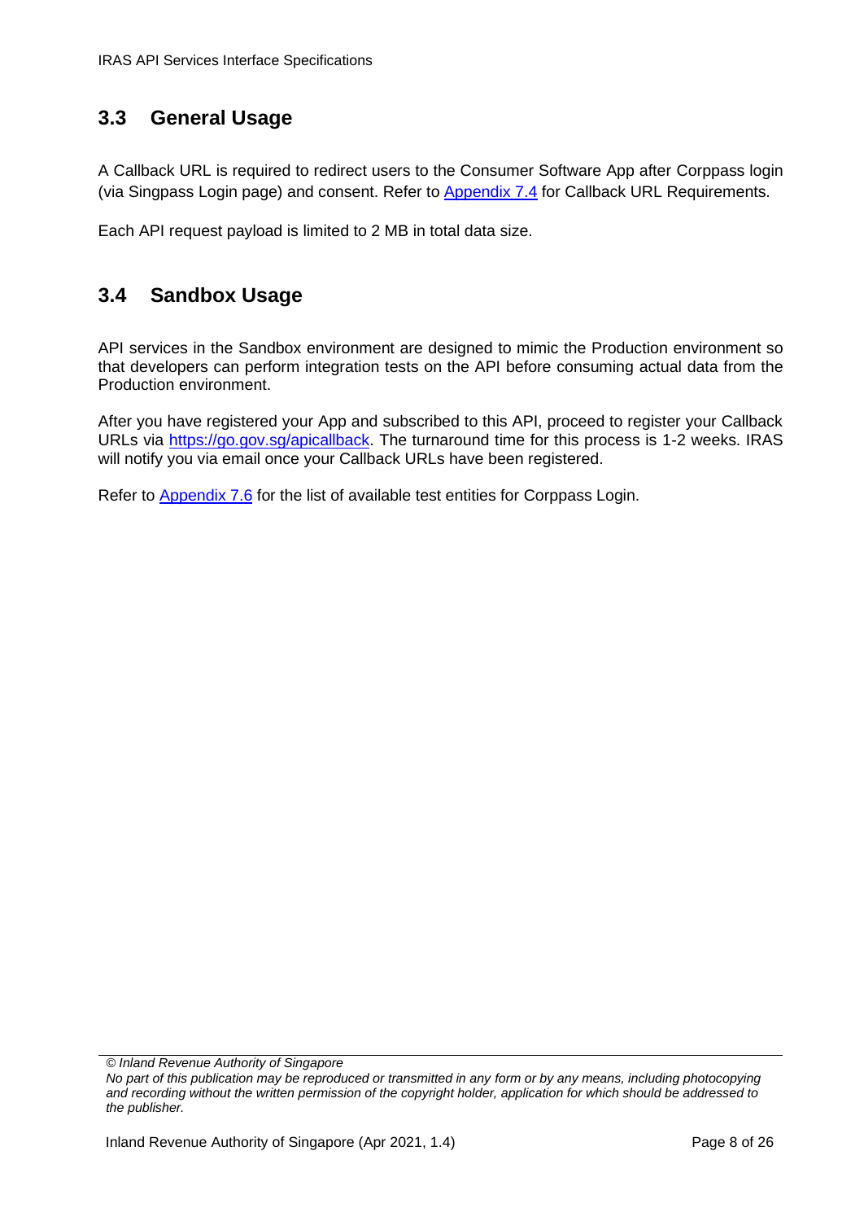## 3.3 General Usage

A Callback URL is required to redirect users to the Consumer Software App after Corppass login (via Singpass Login page) and consent. Refer to Appendix 7.4 for Callback URL Requirements.

Each API request payload is limited to 2 MB in total data size.

## 3.4 Sandbox Usage

API services in the Sandbox environment are designed to mimic the Production environment so that developers can perform integration tests on the API before consuming actual data from the Production environment.

After you have registered your App and subscribed to this API, proceed to register your Callback URLs via https://go.gov.sg/apicallback. The turnaround time for this process is 1-2 weeks. IRAS will notify you via email once your Callback URLs have been registered.

Refer to Appendix 7.6 for the list of available test entities for Corppass Login.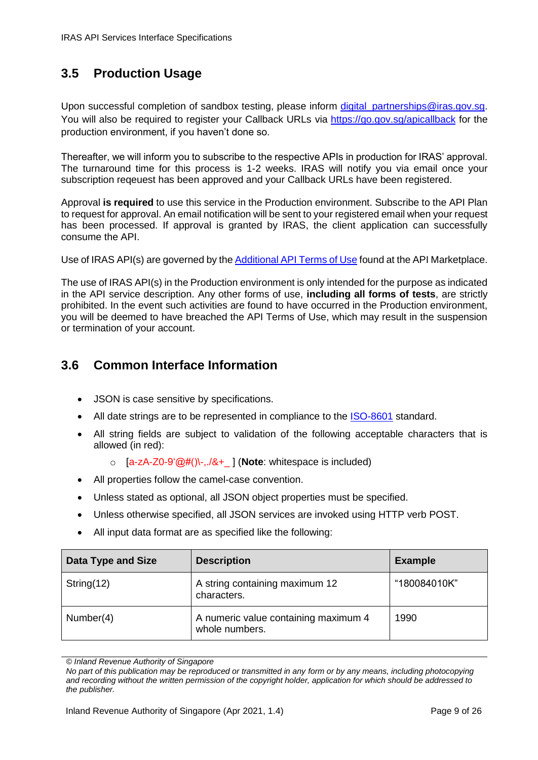## 3.5 Production Usage

Upon successful completion of sandbox testing, please inform digital_partnerships@iras.gov.sg. You will also be required to register your Callback URLs via https://go.gov.sg/apicallback for the production environment, if you haven't done so.

Thereafter, we will inform you to subscribe to the respective APIs in production for IRAS' approval. The turnaround time for this process is 1-2 weeks. IRAS will notify you via email once your subscription reqeuest has been approved and your Callback URLs have been registered.

Approval **is required** to use this service in the Production environment. Subscribe to the API Plan to request for approval. An email notification will be sent to your registered email when your request has been processed. If approval is granted by IRAS, the client application can successfully consume the API.

Use of IRAS API(s) are governed by the Additional API Terms of Use found at the API Marketplace.

The use of IRAS API(s) in the Production environment is only intended for the purpose as indicated in the API service description. Any other forms of use, **including all forms of tests**, are strictly prohibited. In the event such activities are found to have occurred in the Production environment, you will be deemed to have breached the API Terms of Use, which may result in the suspension or termination of your account.

## 3.6 Common Interface Information

- JSON is case sensitive by specifications.
- All date strings are to be represented in compliance to the ISO-8601 standard.
- All string fields are subject to validation of the following acceptable characters that is allowed (in red):
  - [a-zA-Z0-9'@#()\-,./&+_ ] (**Note**: whitespace is included)
- All properties follow the camel-case convention.
- Unless stated as optional, all JSON object properties must be specified.
- Unless otherwise specified, all JSON services are invoked using HTTP verb POST.
- All input data format are as specified like the following:

| Data Type and Size | Description | Example |
|---|---|---|
| String(12) | A string containing maximum 12 characters. | "180084010K" |
| Number(4) | A numeric value containing maximum 4 whole numbers. | 1990 |

*© Inland Revenue Authority of Singapore*
*No part of this publication may be reproduced or transmitted in any form or by any means, including photocopying and recording without the written permission of the copyright holder, application for which should be addressed to the publisher.*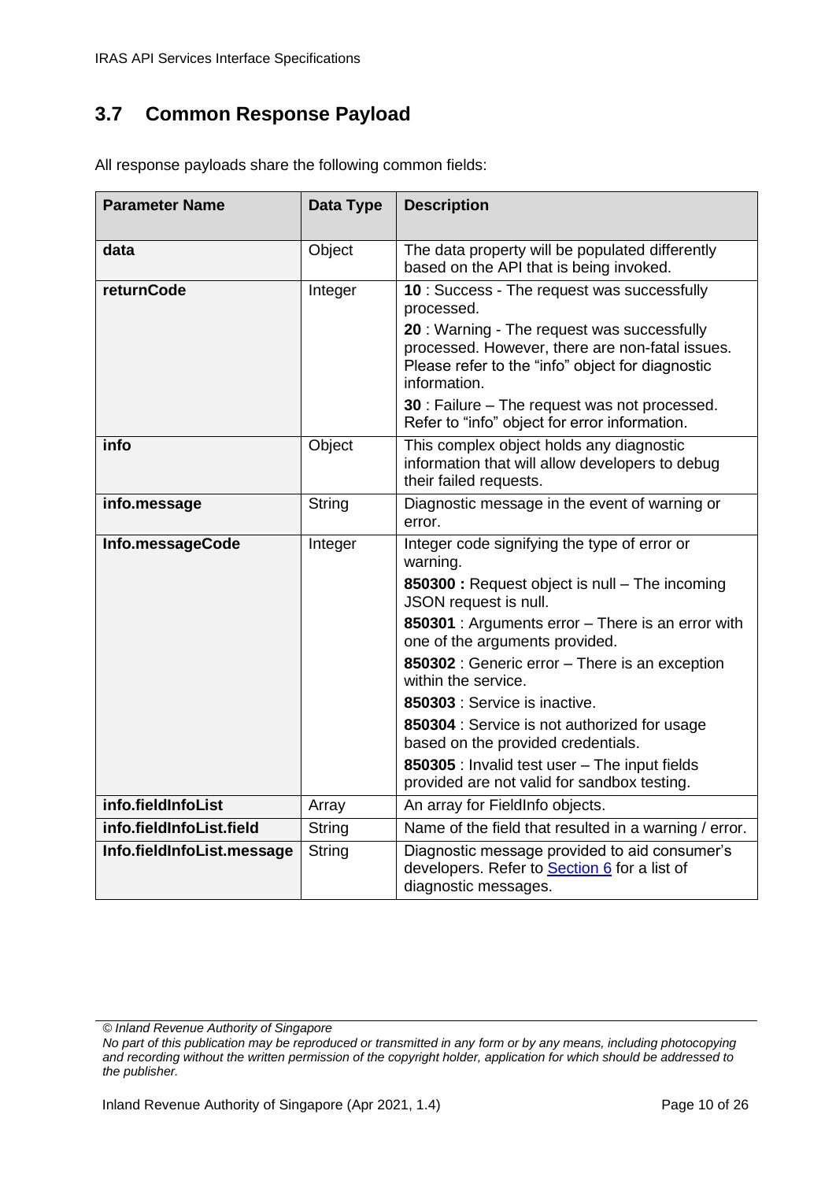## 3.7 Common Response Payload

All response payloads share the following common fields:

| Parameter Name | Data Type | Description |
|---|---|---|
| **data** | Object | The data property will be populated differently based on the API that is being invoked. |
| **returnCode** | Integer | **10** : Success - The request was successfully processed.<br><br>**20** : Warning - The request was successfully processed. However, there are non-fatal issues. Please refer to the "info" object for diagnostic information.<br><br>**30** : Failure – The request was not processed. Refer to "info" object for error information. |
| **info** | Object | This complex object holds any diagnostic information that will allow developers to debug their failed requests. |
| **info.message** | String | Diagnostic message in the event of warning or error. |
| **Info.messageCode** | Integer | Integer code signifying the type of error or warning.<br><br>**850300 :** Request object is null – The incoming JSON request is null.<br><br>**850301** : Arguments error – There is an error with one of the arguments provided.<br><br>**850302** : Generic error – There is an exception within the service.<br><br>**850303** : Service is inactive.<br><br>**850304** : Service is not authorized for usage based on the provided credentials.<br><br>**850305** : Invalid test user – The input fields provided are not valid for sandbox testing. |
| **info.fieldInfoList** | Array | An array for FieldInfo objects. |
| **info.fieldInfoList.field** | String | Name of the field that resulted in a warning / error. |
| **Info.fieldInfoList.message** | String | Diagnostic message provided to aid consumer's developers. Refer to Section 6 for a list of diagnostic messages. |

*© Inland Revenue Authority of Singapore*
*No part of this publication may be reproduced or transmitted in any form or by any means, including photocopying and recording without the written permission of the copyright holder, application for which should be addressed to the publisher.*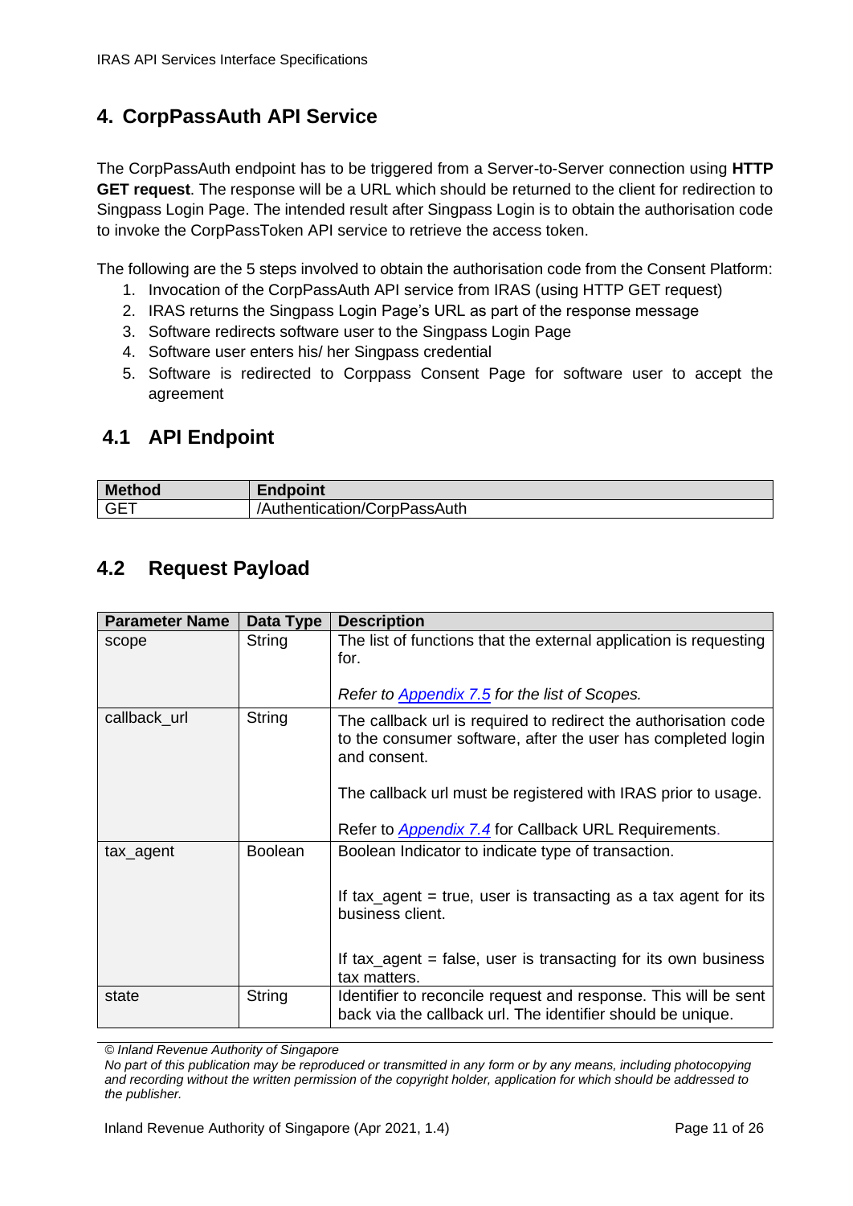# 4. CorpPassAuth API Service

The CorpPassAuth endpoint has to be triggered from a Server-to-Server connection using **HTTP GET request**. The response will be a URL which should be returned to the client for redirection to Singpass Login Page. The intended result after Singpass Login is to obtain the authorisation code to invoke the CorpPassToken API service to retrieve the access token.

The following are the 5 steps involved to obtain the authorisation code from the Consent Platform:

1. Invocation of the CorpPassAuth API service from IRAS (using HTTP GET request)
2. IRAS returns the Singpass Login Page's URL as part of the response message
3. Software redirects software user to the Singpass Login Page
4. Software user enters his/ her Singpass credential
5. Software is redirected to Corppass Consent Page for software user to accept the agreement

## 4.1 API Endpoint

| Method | Endpoint |
|---|---|
| GET | /Authentication/CorpPassAuth |

## 4.2 Request Payload

| Parameter Name | Data Type | Description |
|---|---|---|
| scope | String | The list of functions that the external application is requesting for.<br><br>*Refer to Appendix 7.5 for the list of Scopes.* |
| callback_url | String | The callback url is required to redirect the authorisation code to the consumer software, after the user has completed login and consent.<br><br>The callback url must be registered with IRAS prior to usage.<br><br>Refer to *Appendix 7.4* for Callback URL Requirements. |
| tax_agent | Boolean | Boolean Indicator to indicate type of transaction.<br><br>If tax_agent = true, user is transacting as a tax agent for its business client.<br><br>If tax_agent = false, user is transacting for its own business tax matters. |
| state | String | Identifier to reconcile request and response. This will be sent back via the callback url. The identifier should be unique. |

*© Inland Revenue Authority of Singapore*
*No part of this publication may be reproduced or transmitted in any form or by any means, including photocopying and recording without the written permission of the copyright holder, application for which should be addressed to the publisher.*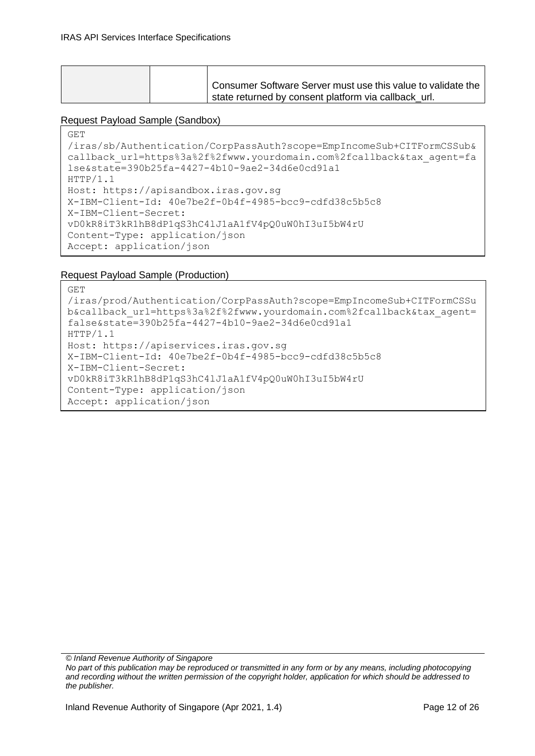| | | |
|---|---|---|
| | | Consumer Software Server must use this value to validate the state returned by consent platform via callback_url. |

Request Payload Sample (Sandbox)

```
GET
/iras/sb/Authentication/CorpPassAuth?scope=EmpIncomeSub+CITFormCSSub&callback_url=https%3a%2f%2fwww.yourdomain.com%2fcallback&tax_agent=false&state=390b25fa-4427-4b10-9ae2-34d6e0cd91a1
HTTP/1.1
Host: https://apisandbox.iras.gov.sg
X-IBM-Client-Id: 40e7be2f-0b4f-4985-bcc9-cdfd38c5b5c8
X-IBM-Client-Secret:
vD0kR8iT3kR1hB8dP1qS3hC4lJ1aA1fV4pQ0uW0hI3uI5bW4rU
Content-Type: application/json
Accept: application/json
```

Request Payload Sample (Production)

```
GET
/iras/prod/Authentication/CorpPassAuth?scope=EmpIncomeSub+CITFormCSSub&callback_url=https%3a%2f%2fwww.yourdomain.com%2fcallback&tax_agent=false&state=390b25fa-4427-4b10-9ae2-34d6e0cd91a1
HTTP/1.1
Host: https://apiservices.iras.gov.sg
X-IBM-Client-Id: 40e7be2f-0b4f-4985-bcc9-cdfd38c5b5c8
X-IBM-Client-Secret:
vD0kR8iT3kR1hB8dP1qS3hC4lJ1aA1fV4pQ0uW0hI3uI5bW4rU
Content-Type: application/json
Accept: application/json
```

*© Inland Revenue Authority of Singapore*
*No part of this publication may be reproduced or transmitted in any form or by any means, including photocopying and recording without the written permission of the copyright holder, application for which should be addressed to the publisher.*

Inland Revenue Authority of Singapore (Apr 2021, 1.4)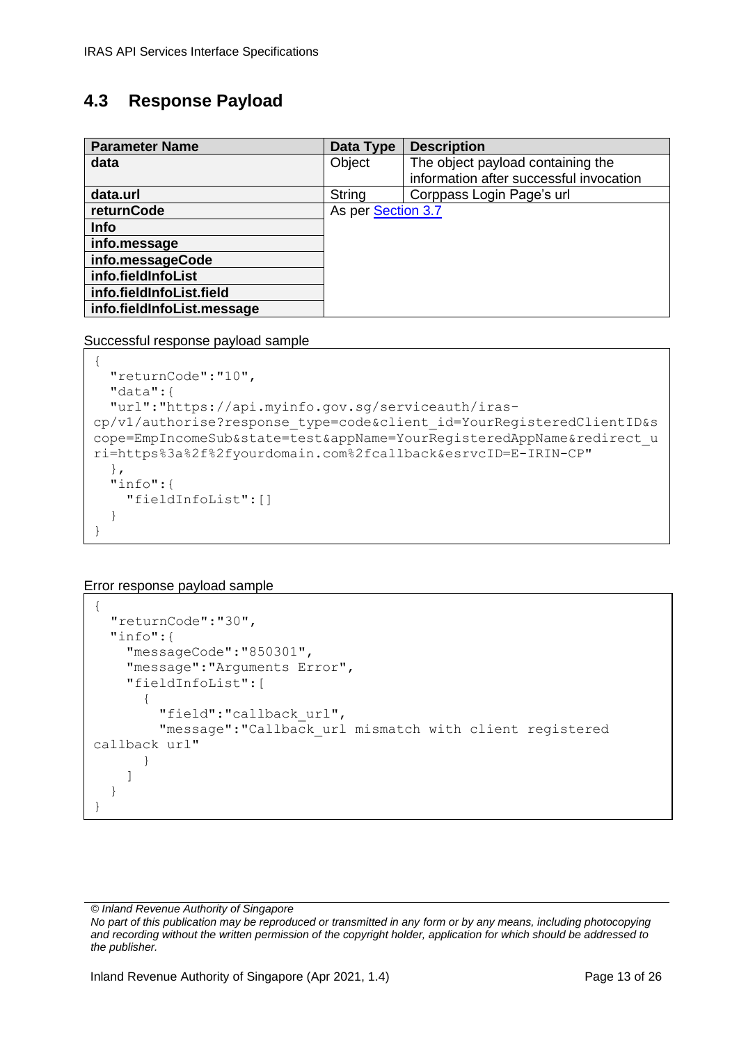## 4.3 Response Payload

| Parameter Name | Data Type | Description |
|---|---|---|
| **data** | Object | The object payload containing the information after successful invocation |
| **data.url** | String | Corppass Login Page's url |
| **returnCode** | As per Section 3.7 | |
| **Info** | | |
| **info.message** | | |
| **info.messageCode** | | |
| **info.fieldInfoList** | | |
| **info.fieldInfoList.field** | | |
| **info.fieldInfoList.message** | | |

Successful response payload sample

```
{
  "returnCode":"10",
  "data":{
  "url":"https://api.myinfo.gov.sg/serviceauth/iras-cp/v1/authorise?response_type=code&client_id=YourRegisteredClientID&scope=EmpIncomeSub&state=test&appName=YourRegisteredAppName&redirect_uri=https%3a%2f%2fyourdomain.com%2fcallback&esrvcID=E-IRIN-CP"
  },
  "info":{
    "fieldInfoList":[]
  }
}
```

Error response payload sample

```
{
  "returnCode":"30",
  "info":{
    "messageCode":"850301",
    "message":"Arguments Error",
    "fieldInfoList":[
      {
        "field":"callback_url",
        "message":"Callback_url mismatch with client registered callback url"
      }
    ]
  }
}
```

*© Inland Revenue Authority of Singapore*
*No part of this publication may be reproduced or transmitted in any form or by any means, including photocopying and recording without the written permission of the copyright holder, application for which should be addressed to the publisher.*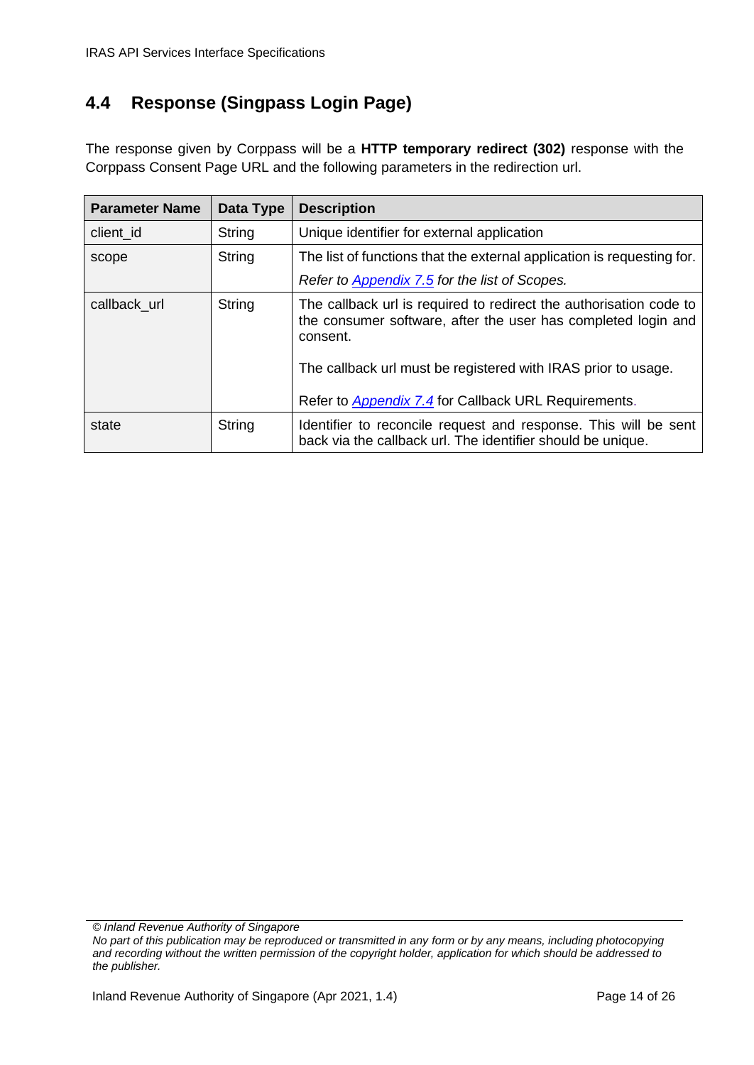## 4.4 Response (Singpass Login Page)

The response given by Corppass will be a **HTTP temporary redirect (302)** response with the Corppass Consent Page URL and the following parameters in the redirection url.

| Parameter Name | Data Type | Description |
|---|---|---|
| client_id | String | Unique identifier for external application |
| scope | String | The list of functions that the external application is requesting for.<br><br>*Refer to Appendix 7.5 for the list of Scopes.* |
| callback_url | String | The callback url is required to redirect the authorisation code to the consumer software, after the user has completed login and consent.<br><br>The callback url must be registered with IRAS prior to usage.<br><br>Refer to *Appendix 7.4* for Callback URL Requirements. |
| state | String | Identifier to reconcile request and response. This will be sent back via the callback url. The identifier should be unique. |

*© Inland Revenue Authority of Singapore*
*No part of this publication may be reproduced or transmitted in any form or by any means, including photocopying and recording without the written permission of the copyright holder, application for which should be addressed to the publisher.*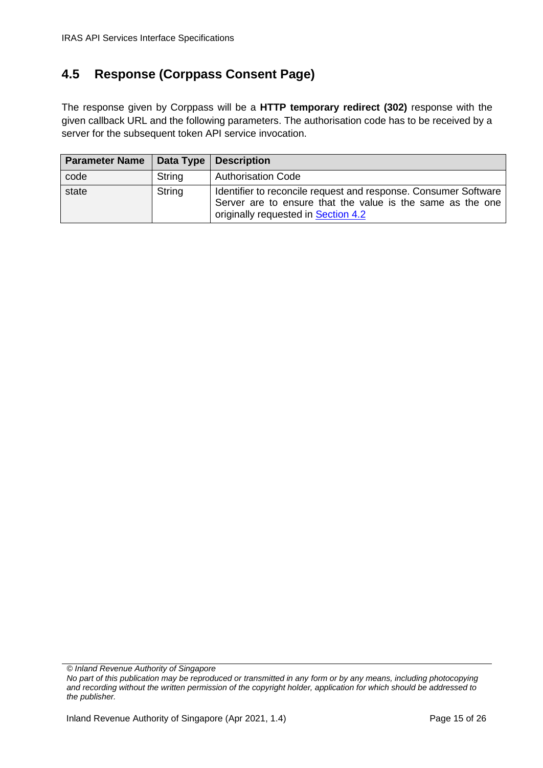## 4.5 Response (Corppass Consent Page)

The response given by Corppass will be a **HTTP temporary redirect (302)** response with the given callback URL and the following parameters. The authorisation code has to be received by a server for the subsequent token API service invocation.

| Parameter Name | Data Type | Description |
|---|---|---|
| code | String | Authorisation Code |
| state | String | Identifier to reconcile request and response. Consumer Software Server are to ensure that the value is the same as the one originally requested in Section 4.2 |

*© Inland Revenue Authority of Singapore*
*No part of this publication may be reproduced or transmitted in any form or by any means, including photocopying and recording without the written permission of the copyright holder, application for which should be addressed to the publisher.*

Inland Revenue Authority of Singapore (Apr 2021, 1.4)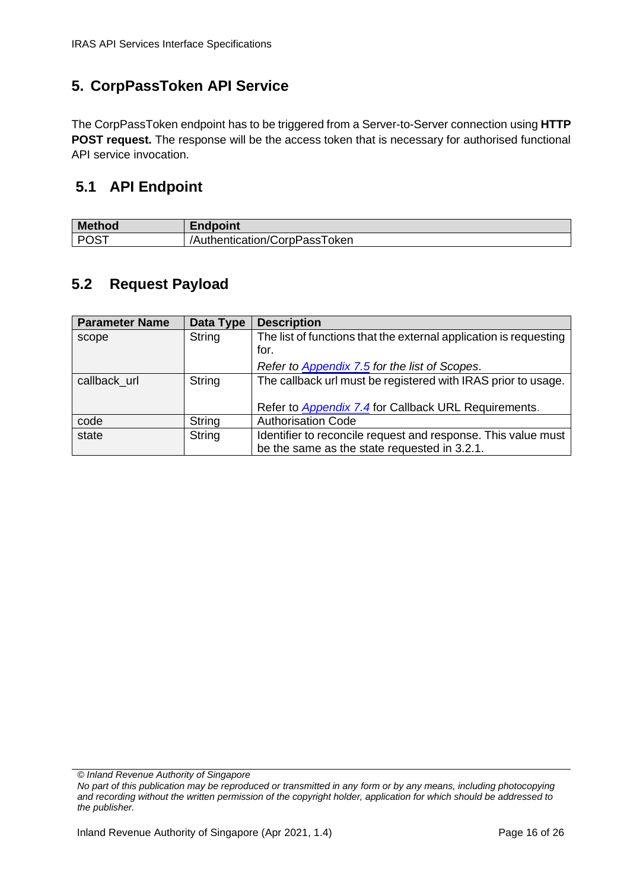# 5. CorpPassToken API Service

The CorpPassToken endpoint has to be triggered from a Server-to-Server connection using **HTTP POST request.** The response will be the access token that is necessary for authorised functional API service invocation.

## 5.1 API Endpoint

| Method | Endpoint |
|---|---|
| POST | /Authentication/CorpPassToken |

## 5.2 Request Payload

| Parameter Name | Data Type | Description |
|---|---|---|
| scope | String | The list of functions that the external application is requesting for.<br>*Refer to Appendix 7.5 for the list of Scopes*. |
| callback_url | String | The callback url must be registered with IRAS prior to usage.<br>Refer to *Appendix 7.4* for Callback URL Requirements. |
| code | String | Authorisation Code |
| state | String | Identifier to reconcile request and response. This value must be the same as the state requested in 3.2.1. |

*© Inland Revenue Authority of Singapore*
*No part of this publication may be reproduced or transmitted in any form or by any means, including photocopying and recording without the written permission of the copyright holder, application for which should be addressed to the publisher.*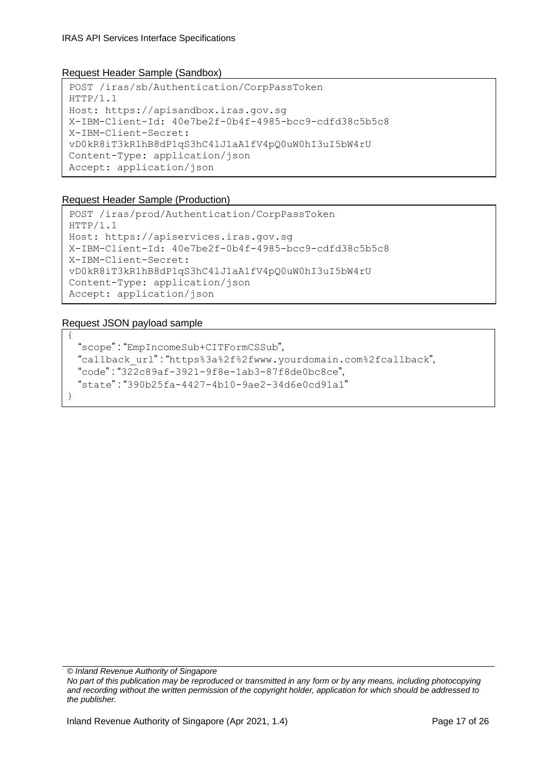Request Header Sample (Sandbox)

```
POST /iras/sb/Authentication/CorpPassToken
HTTP/1.1
Host: https://apisandbox.iras.gov.sg
X-IBM-Client-Id: 40e7be2f-0b4f-4985-bcc9-cdfd38c5b5c8
X-IBM-Client-Secret:
vD0kR8iT3kR1hB8dP1qS3hC4lJ1aA1fV4pQ0uW0hI3uI5bW4rU
Content-Type: application/json
Accept: application/json
```

Request Header Sample (Production)

```
POST /iras/prod/Authentication/CorpPassToken
HTTP/1.1
Host: https://apiservices.iras.gov.sg
X-IBM-Client-Id: 40e7be2f-0b4f-4985-bcc9-cdfd38c5b5c8
X-IBM-Client-Secret:
vD0kR8iT3kR1hB8dP1qS3hC4lJ1aA1fV4pQ0uW0hI3uI5bW4rU
Content-Type: application/json
Accept: application/json
```

Request JSON payload sample

```
{
  "scope":"EmpIncomeSub+CITFormCSSub",
  "callback_url":"https%3a%2f%2fwww.yourdomain.com%2fcallback",
  "code":"322c89af-3921-9f8e-1ab3-87f8de0bc8ce",
  "state":"390b25fa-4427-4b10-9ae2-34d6e0cd91a1"
}
```

*© Inland Revenue Authority of Singapore*
*No part of this publication may be reproduced or transmitted in any form or by any means, including photocopying and recording without the written permission of the copyright holder, application for which should be addressed to the publisher.*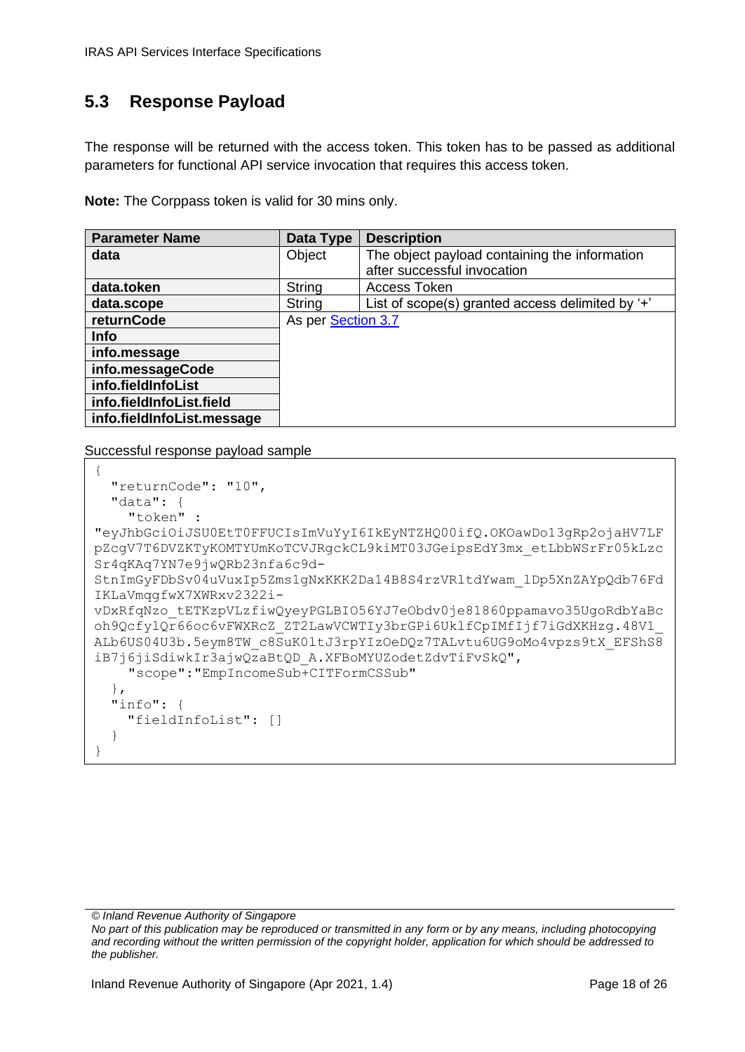## 5.3 Response Payload

The response will be returned with the access token. This token has to be passed as additional parameters for functional API service invocation that requires this access token.

**Note:** The Corppass token is valid for 30 mins only.

| Parameter Name | Data Type | Description |
|---|---|---|
| **data** | Object | The object payload containing the information after successful invocation |
| **data.token** | String | Access Token |
| **data.scope** | String | List of scope(s) granted access delimited by '+' |
| **returnCode** | As per Section 3.7 | |
| **Info** | | |
| **info.message** | | |
| **info.messageCode** | | |
| **info.fieldInfoList** | | |
| **info.fieldInfoList.field** | | |
| **info.fieldInfoList.message** | | |

Successful response payload sample

```
{
  "returnCode": "10",
  "data": {
    "token" :
"eyJhbGciOiJSU0EtT0FFUCIsImVuYyI6IkEyNTZHQ00ifQ.OKOawDo13gRp2ojaHV7LFpZcgV7T6DVZKTyKOMTYUmKoTCVJRgckCL9kiMT03JGeipsEdY3mx_etLbbWSrFr05kLzcSr4qKAq7YN7e9jwQRb23nfa6c9d-StnImGyFDbSv04uVuxIp5Zms1gNxKKK2Da14B8S4rzVRltdYwam_lDp5XnZAYpQdb76FdIKLaVmqgfwX7XWRxv2322i-vDxRfqNzo_tETKzpVLzfiwQyeyPGLBIO56YJ7eObdv0je81860ppamavo35UgoRdbYaBcoh9QcfylQr66oc6vFWXRcZ_ZT2LawVCWTIy3brGPi6UklfCpIMfIjf7iGdXKHzg.48V1_ALb6US04U3b.5eym8TW_c8SuK01tJ3rpYIzOeDQz7TALvtu6UG9oMo4vpzs9tX_EFShS8iB7j6jiSdiwkIr3ajwQzaBtQD_A.XFBoMYUZodetZdvTiFvSkQ",
    "scope":"EmpIncomeSub+CITFormCSSub"
  },
  "info": {
    "fieldInfoList": []
  }
}
```

*© Inland Revenue Authority of Singapore*
*No part of this publication may be reproduced or transmitted in any form or by any means, including photocopying and recording without the written permission of the copyright holder, application for which should be addressed to the publisher.*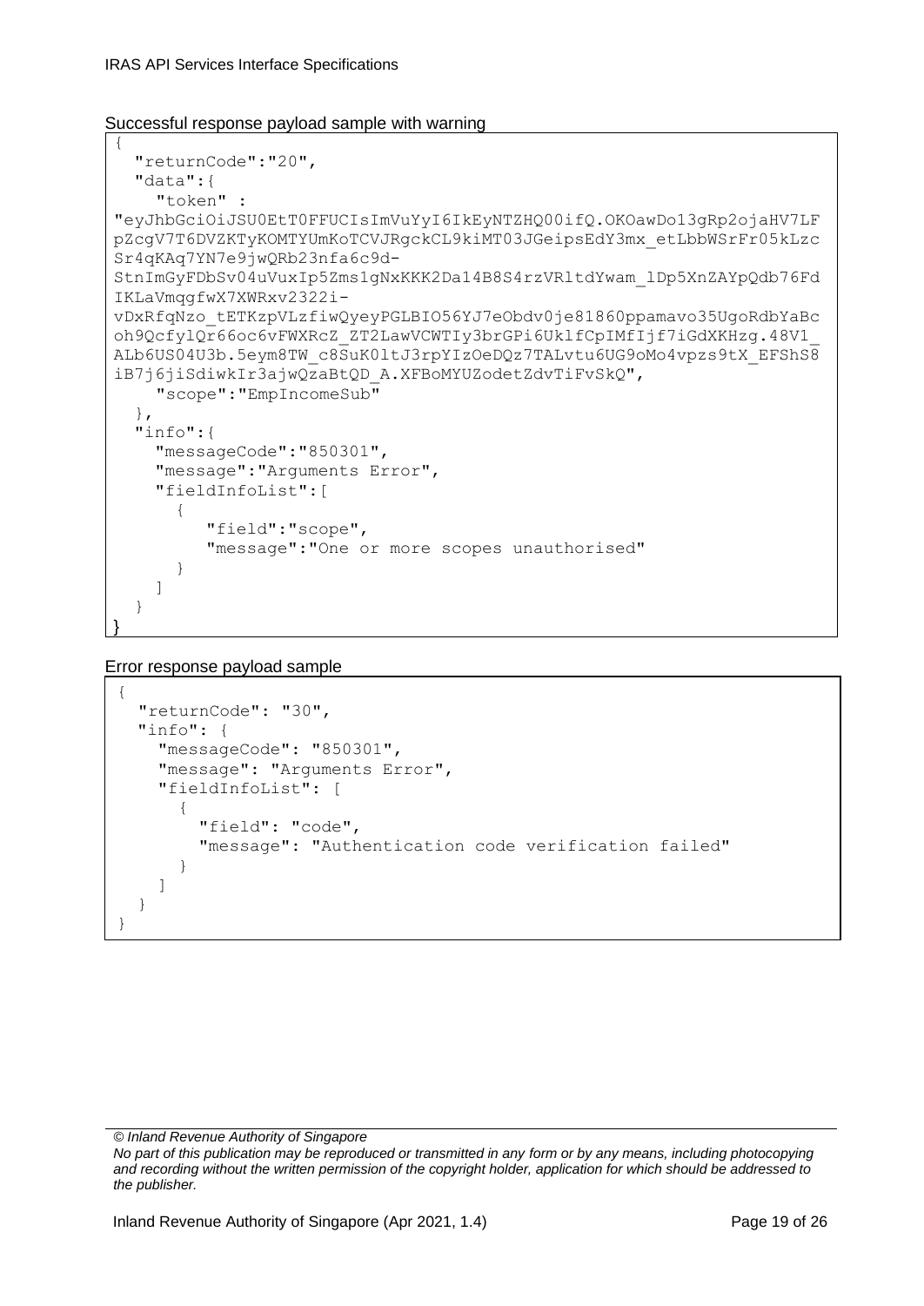Successful response payload sample with warning

```
{
  "returnCode":"20",
  "data":{
     "token" :
"eyJhbGciOiJSU0EtT0FFUCIsImVuYyI6IkEyNTZHQ00ifQ.OKOawDo13gRp2ojaHV7LF
pZcgV7T6DVZKTyKOMTYUmKoTCVJRgckCL9kiMT03JGeipsEdY3mx_etLbbWSrFr05kLzc
Sr4qKAq7YN7e9jwQRb23nfa6c9d-
StnImGyFDbSv04uVuxIp5Zms1gNxKKK2Da14B8S4rzVRltdYwam_lDp5XnZAYpQdb76Fd
IKLaVmqgfwX7XWRxv2322i-
vDxRfqNzo_tETKzpVLzfiwQyeyPGLBIO56YJ7eObdv0je81860ppamavo35UgoRdbYaBc
oh9QcfylQr66oc6vFWXRcZ_ZT2LawVCWTIy3brGPi6UklfCpIMfIjf7iGdXKHzg.48V1_
ALb6US04U3b.5eym8TW_c8SuK0ltJ3rpYIzOeDQz7TALvtu6UG9oMo4vpzs9tX_EFShS8
iB7j6jiSdiwkIr3ajwQzaBtQD_A.XFBoMYUZodetZdvTiFvSkQ",
     "scope":"EmpIncomeSub"
  },
  "info":{
    "messageCode":"850301",
    "message":"Arguments Error",
    "fieldInfoList":[
      {
         "field":"scope",
         "message":"One or more scopes unauthorised"
      }
    ]
  }
}
```

Error response payload sample

```
{
  "returnCode": "30",
  "info": {
    "messageCode": "850301",
    "message": "Arguments Error",
    "fieldInfoList": [
      {
        "field": "code",
        "message": "Authentication code verification failed"
      }
    ]
  }
}
```

*© Inland Revenue Authority of Singapore*

*No part of this publication may be reproduced or transmitted in any form or by any means, including photocopying and recording without the written permission of the copyright holder, application for which should be addressed to the publisher.*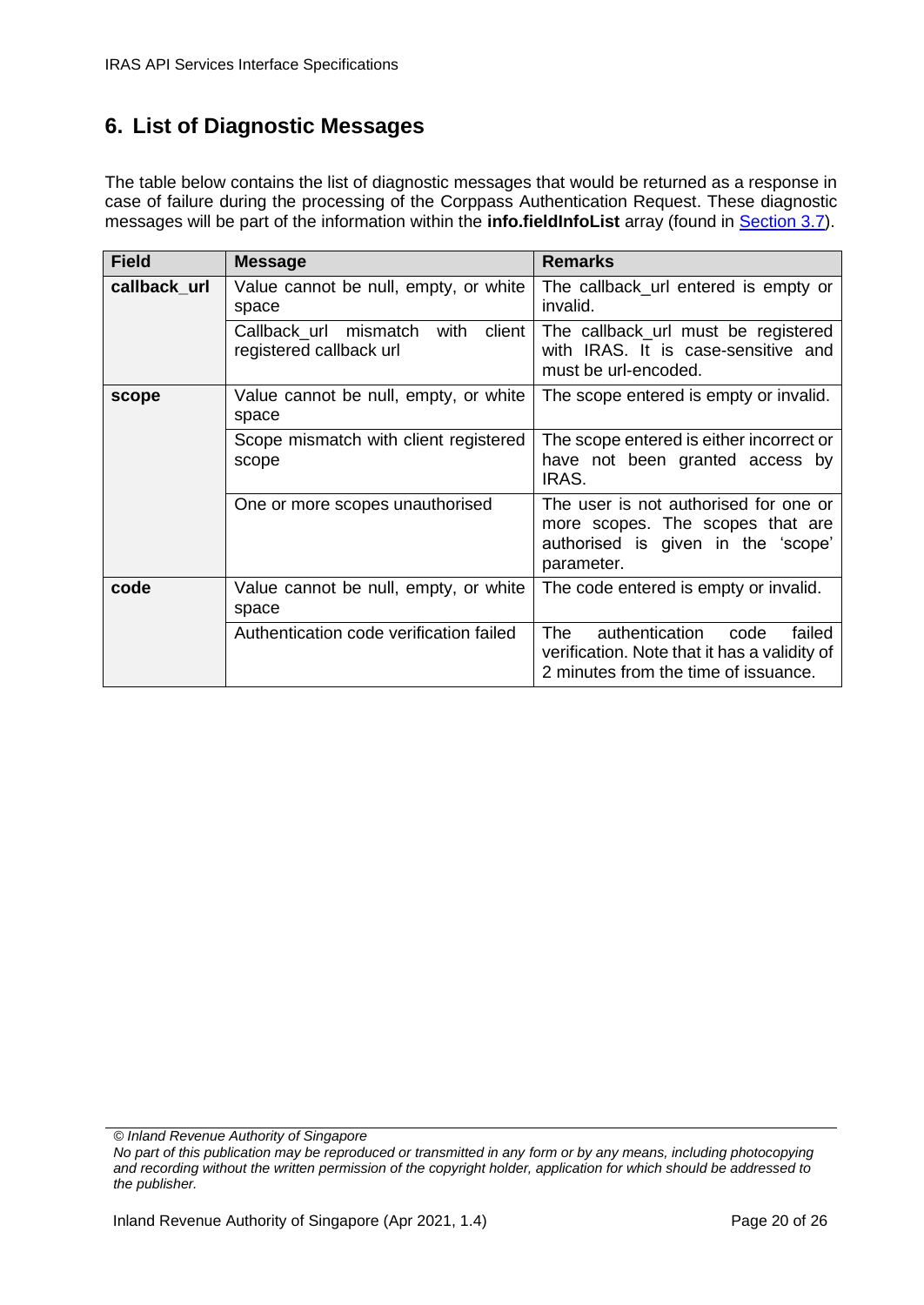## 6. List of Diagnostic Messages

The table below contains the list of diagnostic messages that would be returned as a response in case of failure during the processing of the Corppass Authentication Request. These diagnostic messages will be part of the information within the **info.fieldInfoList** array (found in Section 3.7).

| Field | Message | Remarks |
|---|---|---|
| **callback_url** | Value cannot be null, empty, or white space | The callback_url entered is empty or invalid. |
| | Callback_url mismatch with client registered callback url | The callback_url must be registered with IRAS. It is case-sensitive and must be url-encoded. |
| **scope** | Value cannot be null, empty, or white space | The scope entered is empty or invalid. |
| | Scope mismatch with client registered scope | The scope entered is either incorrect or have not been granted access by IRAS. |
| | One or more scopes unauthorised | The user is not authorised for one or more scopes. The scopes that are authorised is given in the 'scope' parameter. |
| **code** | Value cannot be null, empty, or white space | The code entered is empty or invalid. |
| | Authentication code verification failed | The authentication code failed verification. Note that it has a validity of 2 minutes from the time of issuance. |

*© Inland Revenue Authority of Singapore*
*No part of this publication may be reproduced or transmitted in any form or by any means, including photocopying and recording without the written permission of the copyright holder, application for which should be addressed to the publisher.*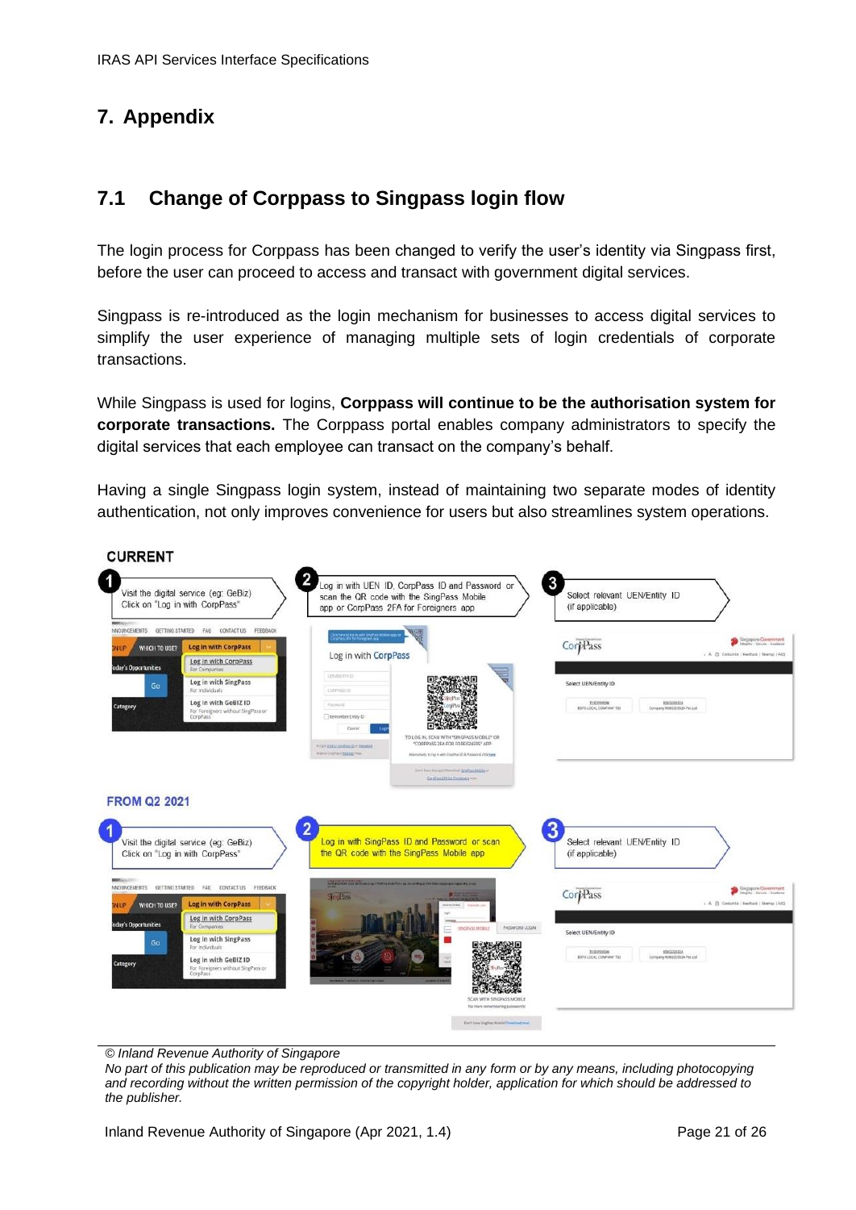# 7. Appendix

## 7.1 Change of Corppass to Singpass login flow

The login process for Corppass has been changed to verify the user's identity via Singpass first, before the user can proceed to access and transact with government digital services.

Singpass is re-introduced as the login mechanism for businesses to access digital services to simplify the user experience of managing multiple sets of login credentials of corporate transactions.

While Singpass is used for logins, **Corppass will continue to be the authorisation system for corporate transactions.** The Corppass portal enables company administrators to specify the digital services that each employee can transact on the company's behalf.

Having a single Singpass login system, instead of maintaining two separate modes of identity authentication, not only improves convenience for users but also streamlines system operations.

**CURRENT**

1. Visit the digital service (eg: GeBiz) Click on "Log in with CorpPass"
2. Log in with UEN ID, CorpPass ID and Password or scan the QR code with the SingPass Mobile app or CorpPass 2FA for Foreigners app
3. Select relevant UEN/Entity ID (if applicable)

**FROM Q2 2021**

1. Visit the digital service (eg: GeBiz) Click on "Log in with CorpPass"
2. Log in with SingPass ID and Password or scan the QR code with the SingPass Mobile app
3. Select relevant UEN/Entity ID (if applicable)

*© Inland Revenue Authority of Singapore*
*No part of this publication may be reproduced or transmitted in any form or by any means, including photocopying and recording without the written permission of the copyright holder, application for which should be addressed to the publisher.*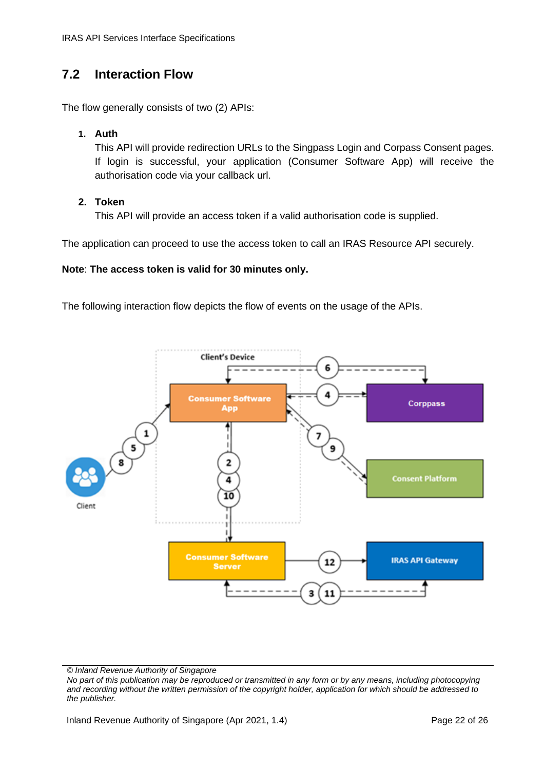## 7.2 Interaction Flow

The flow generally consists of two (2) APIs:

1. **Auth**
   This API will provide redirection URLs to the Singpass Login and Corpass Consent pages. If login is successful, your application (Consumer Software App) will receive the authorisation code via your callback url.

2. **Token**
   This API will provide an access token if a valid authorisation code is supplied.

The application can proceed to use the access token to call an IRAS Resource API securely.

**Note**: **The access token is valid for 30 minutes only.**

The following interaction flow depicts the flow of events on the usage of the APIs.

© Inland Revenue Authority of Singapore
*No part of this publication may be reproduced or transmitted in any form or by any means, including photocopying and recording without the written permission of the copyright holder, application for which should be addressed to the publisher.*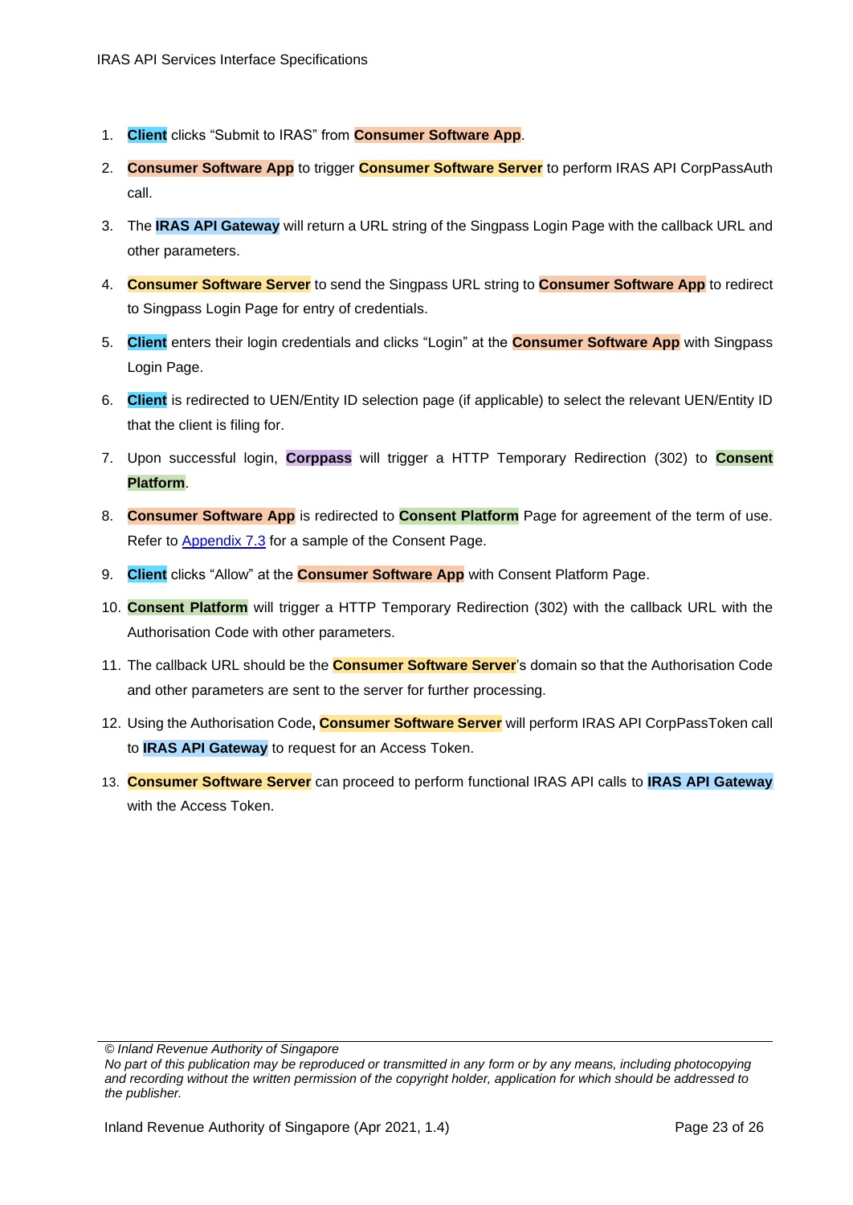1. **Client** clicks "Submit to IRAS" from **Consumer Software App**.
2. **Consumer Software App** to trigger **Consumer Software Server** to perform IRAS API CorpPassAuth call.
3. The **IRAS API Gateway** will return a URL string of the Singpass Login Page with the callback URL and other parameters.
4. **Consumer Software Server** to send the Singpass URL string to **Consumer Software App** to redirect to Singpass Login Page for entry of credentials.
5. **Client** enters their login credentials and clicks "Login" at the **Consumer Software App** with Singpass Login Page.
6. **Client** is redirected to UEN/Entity ID selection page (if applicable) to select the relevant UEN/Entity ID that the client is filing for.
7. Upon successful login, **Corppass** will trigger a HTTP Temporary Redirection (302) to **Consent Platform**.
8. **Consumer Software App** is redirected to **Consent Platform** Page for agreement of the term of use. Refer to Appendix 7.3 for a sample of the Consent Page.
9. **Client** clicks "Allow" at the **Consumer Software App** with Consent Platform Page.
10. **Consent Platform** will trigger a HTTP Temporary Redirection (302) with the callback URL with the Authorisation Code with other parameters.
11. The callback URL should be the **Consumer Software Server**'s domain so that the Authorisation Code and other parameters are sent to the server for further processing.
12. Using the Authorisation Code**, Consumer Software Server** will perform IRAS API CorpPassToken call to **IRAS API Gateway** to request for an Access Token.
13. **Consumer Software Server** can proceed to perform functional IRAS API calls to **IRAS API Gateway** with the Access Token.

*© Inland Revenue Authority of Singapore*
*No part of this publication may be reproduced or transmitted in any form or by any means, including photocopying and recording without the written permission of the copyright holder, application for which should be addressed to the publisher.*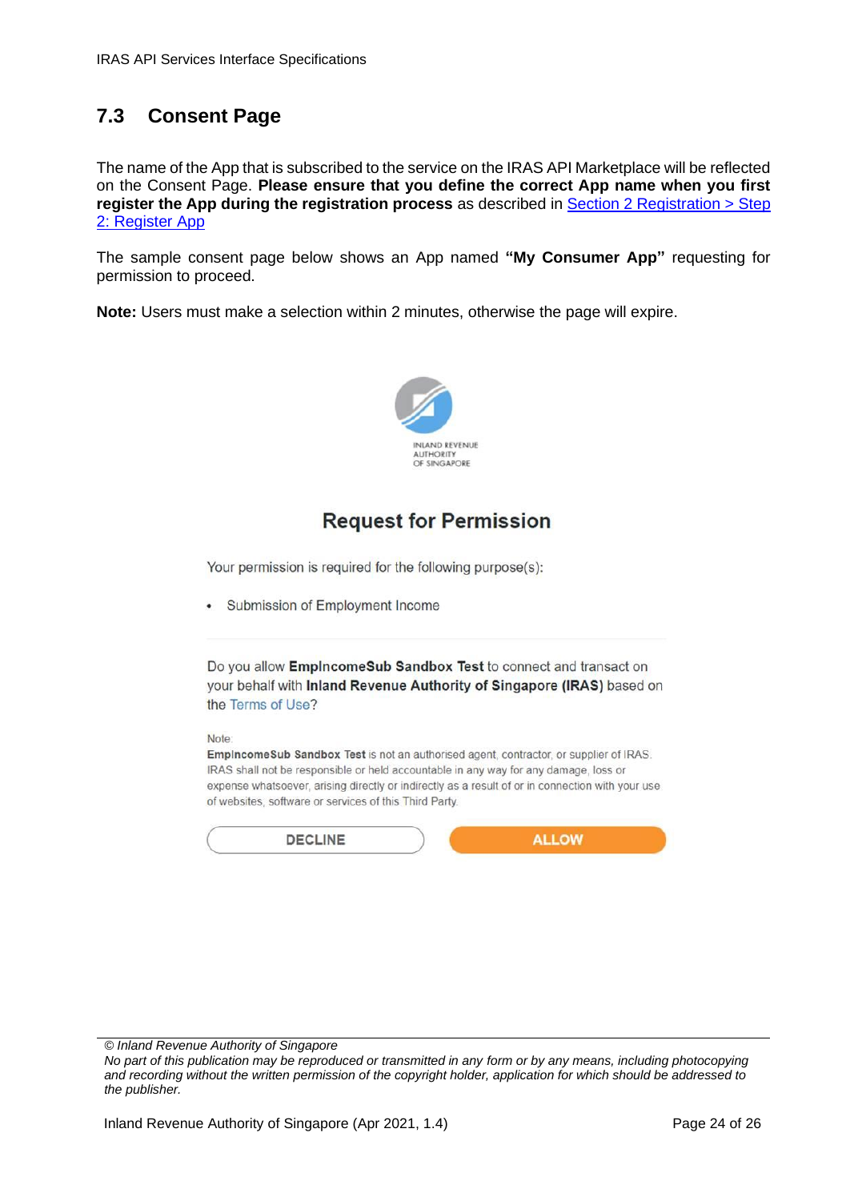## 7.3 Consent Page

The name of the App that is subscribed to the service on the IRAS API Marketplace will be reflected on the Consent Page. **Please ensure that you define the correct App name when you first register the App during the registration process** as described in [Section 2 Registration > Step 2: Register App]()

The sample consent page below shows an App named **"My Consumer App"** requesting for permission to proceed.

**Note:** Users must make a selection within 2 minutes, otherwise the page will expire.

INLAND REVENUE AUTHORITY OF SINGAPORE

**Request for Permission**

Your permission is required for the following purpose(s):

- Submission of Employment Income

Do you allow **EmplncomeSub Sandbox Test** to connect and transact on your behalf with **Inland Revenue Authority of Singapore (IRAS)** based on the Terms of Use?

Note:
**EmplncomeSub Sandbox Test** is not an authorised agent, contractor, or supplier of IRAS. IRAS shall not be responsible or held accountable in any way for any damage, loss or expense whatsoever, arising directly or indirectly as a result of or in connection with your use of websites, software or services of this Third Party.

DECLINE | ALLOW

*© Inland Revenue Authority of Singapore*
*No part of this publication may be reproduced or transmitted in any form or by any means, including photocopying and recording without the written permission of the copyright holder, application for which should be addressed to the publisher.*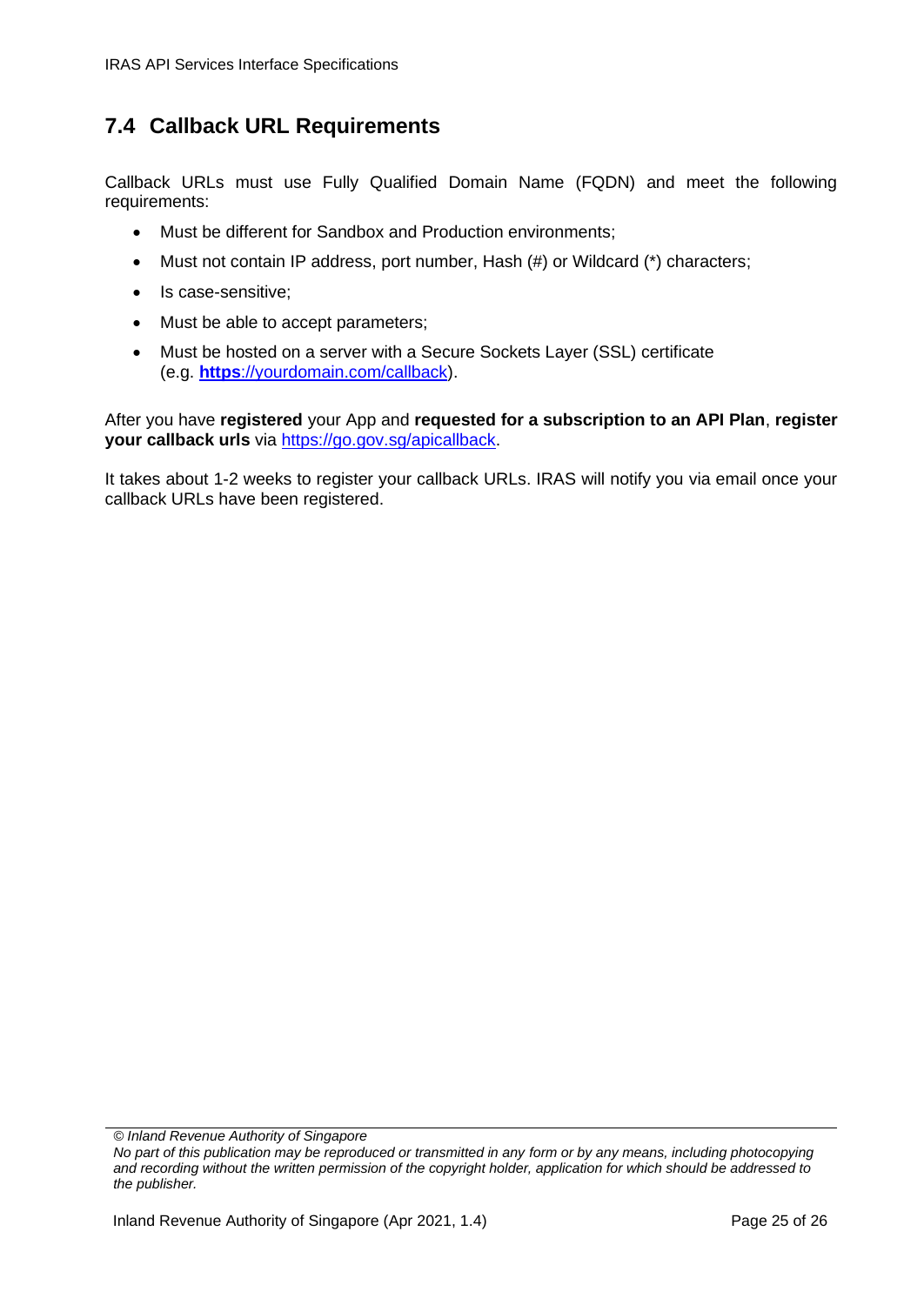## 7.4 Callback URL Requirements

Callback URLs must use Fully Qualified Domain Name (FQDN) and meet the following requirements:

- Must be different for Sandbox and Production environments;
- Must not contain IP address, port number, Hash (#) or Wildcard (*) characters;
- Is case-sensitive;
- Must be able to accept parameters;
- Must be hosted on a server with a Secure Sockets Layer (SSL) certificate (e.g. **https**://yourdomain.com/callback).

After you have **registered** your App and **requested for a subscription to an API Plan**, **register your callback urls** via https://go.gov.sg/apicallback.

It takes about 1-2 weeks to register your callback URLs. IRAS will notify you via email once your callback URLs have been registered.

*© Inland Revenue Authority of Singapore*
*No part of this publication may be reproduced or transmitted in any form or by any means, including photocopying and recording without the written permission of the copyright holder, application for which should be addressed to the publisher.*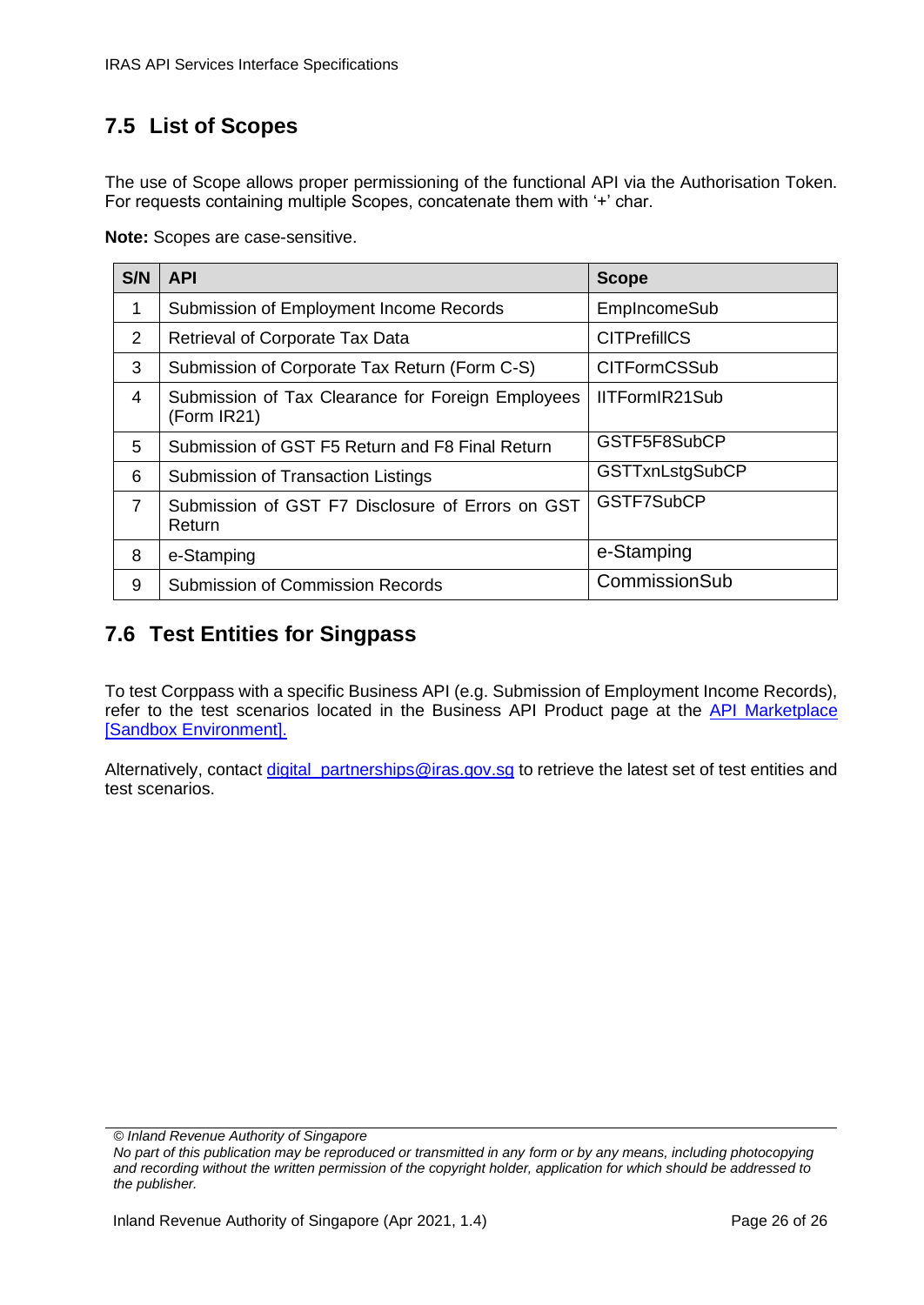## 7.5 List of Scopes

The use of Scope allows proper permissioning of the functional API via the Authorisation Token. For requests containing multiple Scopes, concatenate them with '+' char.

**Note:** Scopes are case-sensitive.

| S/N | API | Scope |
|---|---|---|
| 1 | Submission of Employment Income Records | EmpIncomeSub |
| 2 | Retrieval of Corporate Tax Data | CITPrefillCS |
| 3 | Submission of Corporate Tax Return (Form C-S) | CITFormCSSub |
| 4 | Submission of Tax Clearance for Foreign Employees (Form IR21) | IITFormIR21Sub |
| 5 | Submission of GST F5 Return and F8 Final Return | GSTF5F8SubCP |
| 6 | Submission of Transaction Listings | GSTTxnLstgSubCP |
| 7 | Submission of GST F7 Disclosure of Errors on GST Return | GSTF7SubCP |
| 8 | e-Stamping | e-Stamping |
| 9 | Submission of Commission Records | CommissionSub |

## 7.6 Test Entities for Singpass

To test Corppass with a specific Business API (e.g. Submission of Employment Income Records), refer to the test scenarios located in the Business API Product page at the [API Marketplace [Sandbox Environment].]

Alternatively, contact digital_partnerships@iras.gov.sg to retrieve the latest set of test entities and test scenarios.

*© Inland Revenue Authority of Singapore*
*No part of this publication may be reproduced or transmitted in any form or by any means, including photocopying and recording without the written permission of the copyright holder, application for which should be addressed to the publisher.*